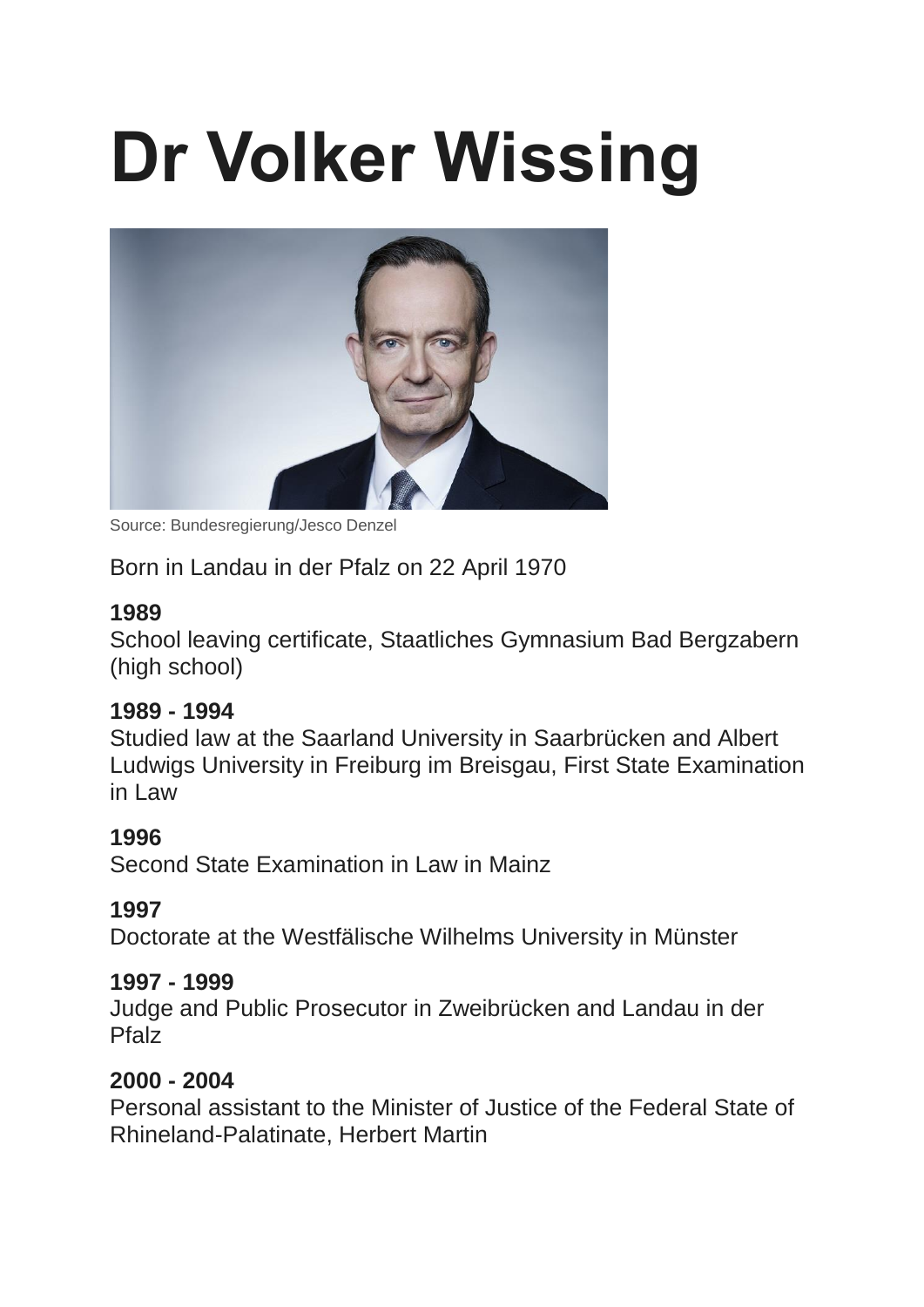# Dr Volker Wissing

Source: Bundesregierung/Jesco Denzel

Born in Landau in der Pfalz on 22 April 1970

**1989**
School leaving certificate, Staatliches Gymnasium Bad Bergzabern (high school)

**1989 - 1994**
Studied law at the Saarland University in Saarbrücken and Albert Ludwigs University in Freiburg im Breisgau, First State Examination in Law

**1996**
Second State Examination in Law in Mainz

**1997**
Doctorate at the Westfälische Wilhelms University in Münster

**1997 - 1999**
Judge and Public Prosecutor in Zweibrücken and Landau in der Pfalz

**2000 - 2004**
Personal assistant to the Minister of Justice of the Federal State of Rhineland-Palatinate, Herbert Martin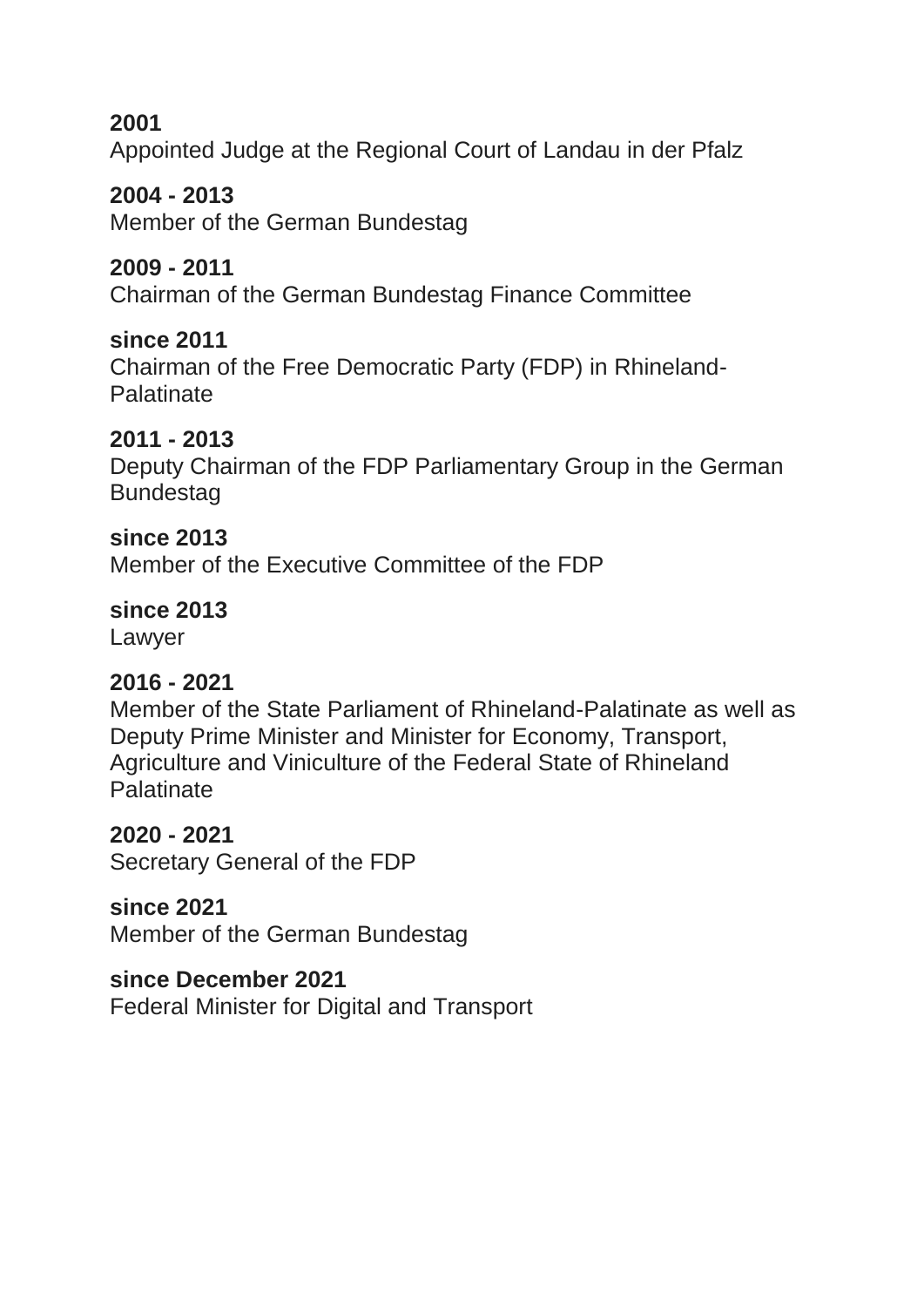**2001**
Appointed Judge at the Regional Court of Landau in der Pfalz

**2004 - 2013**
Member of the German Bundestag

**2009 - 2011**
Chairman of the German Bundestag Finance Committee

**since 2011**
Chairman of the Free Democratic Party (FDP) in Rhineland-Palatinate

**2011 - 2013**
Deputy Chairman of the FDP Parliamentary Group in the German Bundestag

**since 2013**
Member of the Executive Committee of the FDP

**since 2013**
Lawyer

**2016 - 2021**
Member of the State Parliament of Rhineland-Palatinate as well as Deputy Prime Minister and Minister for Economy, Transport, Agriculture and Viniculture of the Federal State of Rhineland Palatinate

**2020 - 2021**
Secretary General of the FDP

**since 2021**
Member of the German Bundestag

**since December 2021**
Federal Minister for Digital and Transport